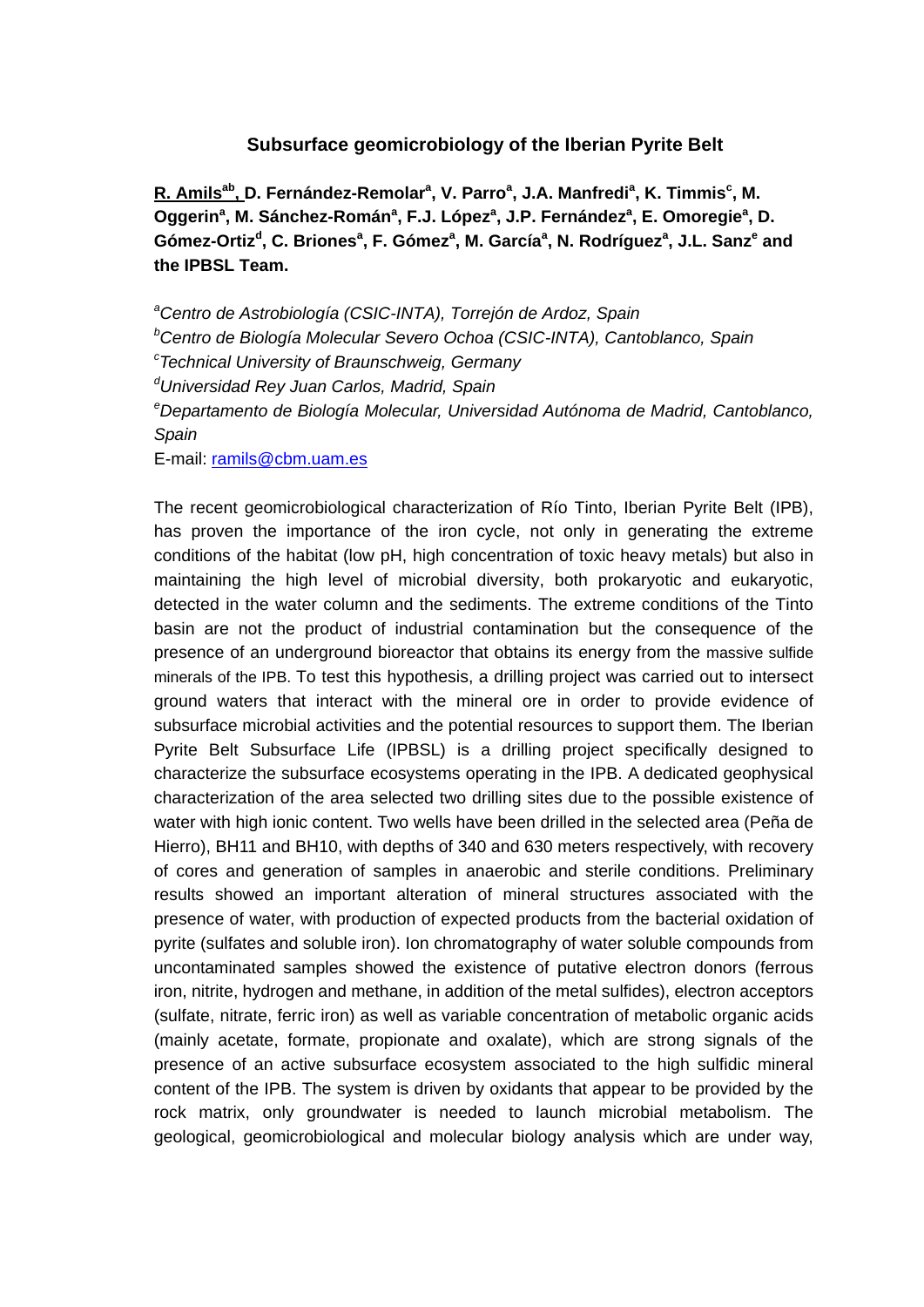# Subsurface geomicrobiology of the Iberian Pyrite Belt

**R. Amils[ab], D. Fernández-Remolar[a], V. Parro[a], J.A. Manfredi[a], K. Timmis[c], M. Oggerin[a], M. Sánchez-Román[a], F.J. López[a], J.P. Fernández[a], E. Omoregie[a], D. Gómez-Ortiz[d], C. Briones[a], F. Gómez[a], M. García[a], N. Rodríguez[a], J.L. Sanz[e] and the IPBSL Team.**

[a]*Centro de Astrobiología (CSIC-INTA), Torrejón de Ardoz, Spain*
[b]*Centro de Biología Molecular Severo Ochoa (CSIC-INTA), Cantoblanco, Spain*
[c]*Technical University of Braunschweig, Germany*
[d]*Universidad Rey Juan Carlos, Madrid, Spain*
[e]*Departamento de Biología Molecular, Universidad Autónoma de Madrid, Cantoblanco, Spain*
E-mail: ramils@cbm.uam.es

The recent geomicrobiological characterization of Río Tinto, Iberian Pyrite Belt (IPB), has proven the importance of the iron cycle, not only in generating the extreme conditions of the habitat (low pH, high concentration of toxic heavy metals) but also in maintaining the high level of microbial diversity, both prokaryotic and eukaryotic, detected in the water column and the sediments. The extreme conditions of the Tinto basin are not the product of industrial contamination but the consequence of the presence of an underground bioreactor that obtains its energy from the massive sulfide minerals of the IPB. To test this hypothesis, a drilling project was carried out to intersect ground waters that interact with the mineral ore in order to provide evidence of subsurface microbial activities and the potential resources to support them. The Iberian Pyrite Belt Subsurface Life (IPBSL) is a drilling project specifically designed to characterize the subsurface ecosystems operating in the IPB. A dedicated geophysical characterization of the area selected two drilling sites due to the possible existence of water with high ionic content. Two wells have been drilled in the selected area (Peña de Hierro), BH11 and BH10, with depths of 340 and 630 meters respectively, with recovery of cores and generation of samples in anaerobic and sterile conditions. Preliminary results showed an important alteration of mineral structures associated with the presence of water, with production of expected products from the bacterial oxidation of pyrite (sulfates and soluble iron). Ion chromatography of water soluble compounds from uncontaminated samples showed the existence of putative electron donors (ferrous iron, nitrite, hydrogen and methane, in addition of the metal sulfides), electron acceptors (sulfate, nitrate, ferric iron) as well as variable concentration of metabolic organic acids (mainly acetate, formate, propionate and oxalate), which are strong signals of the presence of an active subsurface ecosystem associated to the high sulfidic mineral content of the IPB. The system is driven by oxidants that appear to be provided by the rock matrix, only groundwater is needed to launch microbial metabolism. The geological, geomicrobiological and molecular biology analysis which are under way,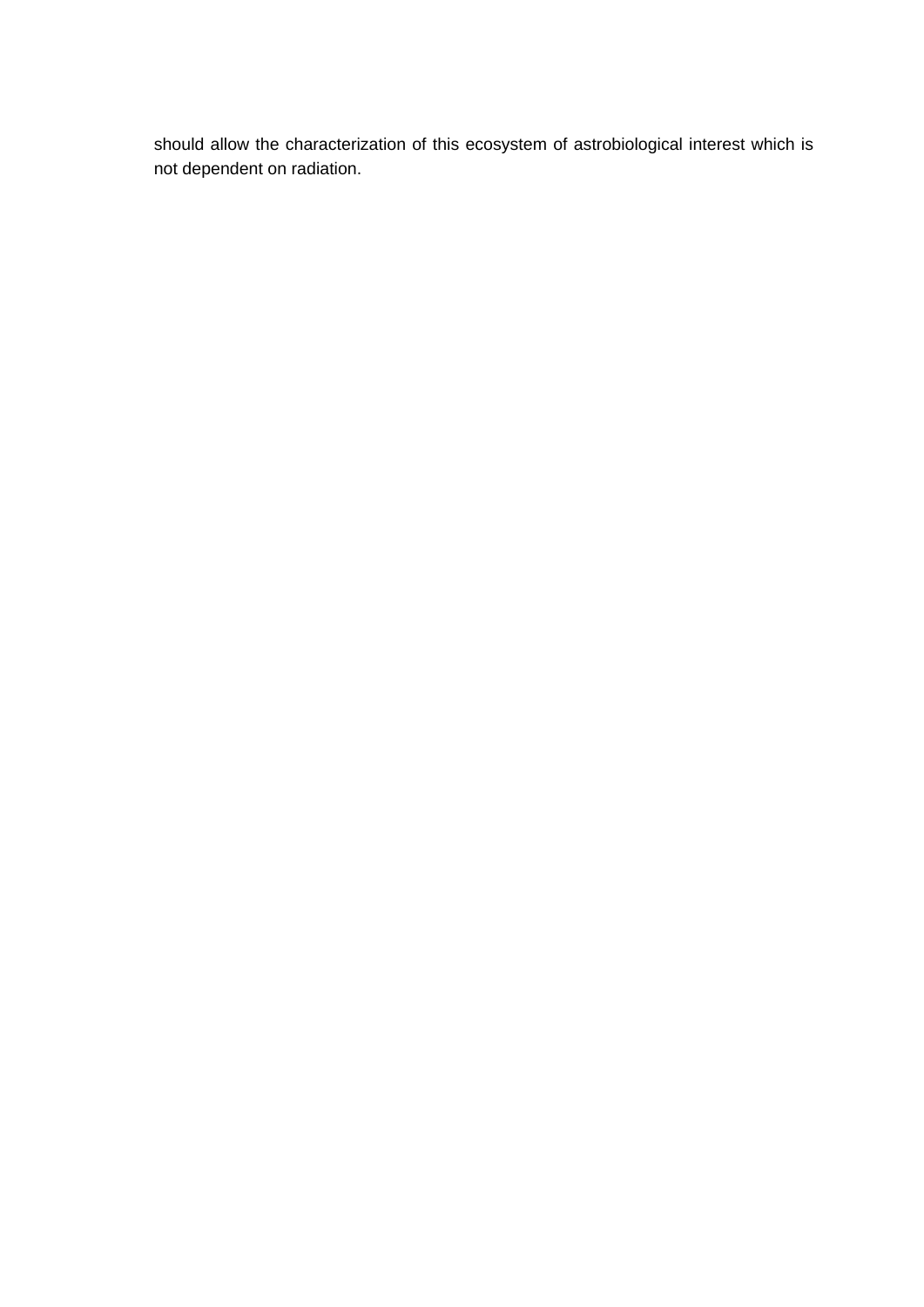should allow the characterization of this ecosystem of astrobiological interest which is not dependent on radiation.